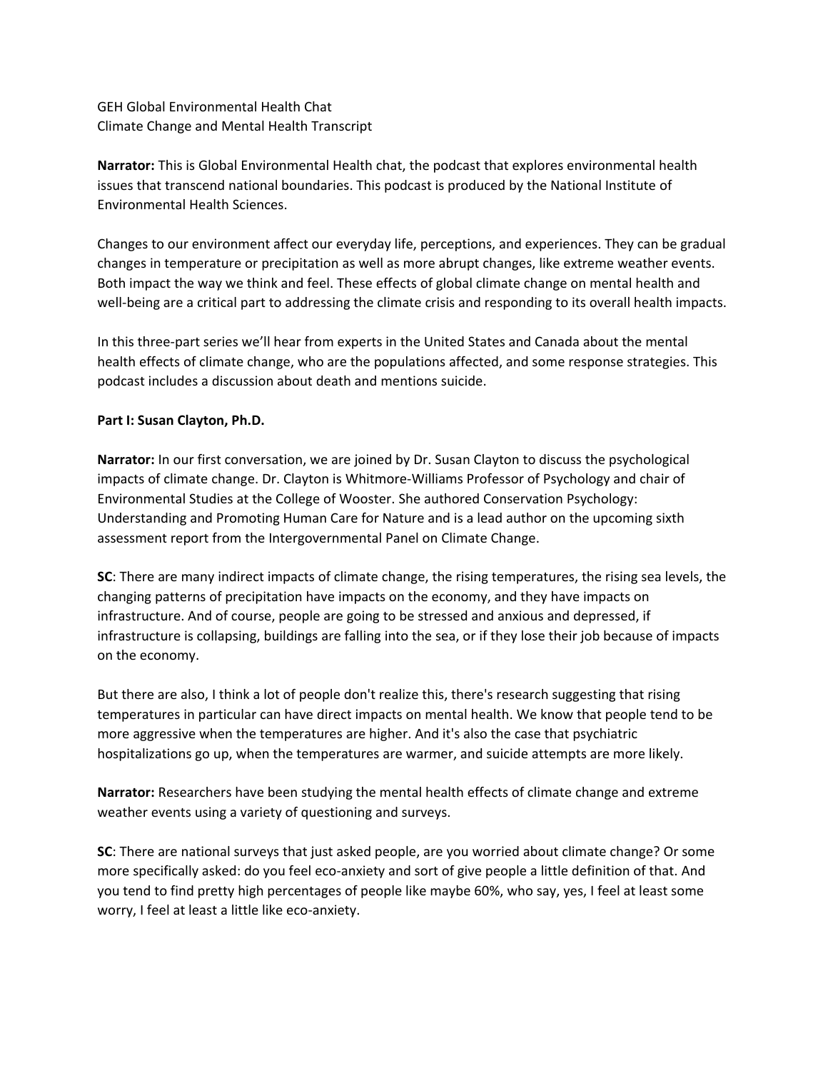GEH Global Environmental Health Chat
Climate Change and Mental Health Transcript

**Narrator:** This is Global Environmental Health chat, the podcast that explores environmental health issues that transcend national boundaries. This podcast is produced by the National Institute of Environmental Health Sciences.

Changes to our environment affect our everyday life, perceptions, and experiences. They can be gradual changes in temperature or precipitation as well as more abrupt changes, like extreme weather events. Both impact the way we think and feel. These effects of global climate change on mental health and well-being are a critical part to addressing the climate crisis and responding to its overall health impacts.

In this three-part series we'll hear from experts in the United States and Canada about the mental health effects of climate change, who are the populations affected, and some response strategies. This podcast includes a discussion about death and mentions suicide.

**Part I: Susan Clayton, Ph.D.**

**Narrator:** In our first conversation, we are joined by Dr. Susan Clayton to discuss the psychological impacts of climate change. Dr. Clayton is Whitmore-Williams Professor of Psychology and chair of Environmental Studies at the College of Wooster. She authored Conservation Psychology: Understanding and Promoting Human Care for Nature and is a lead author on the upcoming sixth assessment report from the Intergovernmental Panel on Climate Change.

**SC**: There are many indirect impacts of climate change, the rising temperatures, the rising sea levels, the changing patterns of precipitation have impacts on the economy, and they have impacts on infrastructure. And of course, people are going to be stressed and anxious and depressed, if infrastructure is collapsing, buildings are falling into the sea, or if they lose their job because of impacts on the economy.

But there are also, I think a lot of people don't realize this, there's research suggesting that rising temperatures in particular can have direct impacts on mental health. We know that people tend to be more aggressive when the temperatures are higher. And it's also the case that psychiatric hospitalizations go up, when the temperatures are warmer, and suicide attempts are more likely.

**Narrator:** Researchers have been studying the mental health effects of climate change and extreme weather events using a variety of questioning and surveys.

**SC**: There are national surveys that just asked people, are you worried about climate change? Or some more specifically asked: do you feel eco-anxiety and sort of give people a little definition of that. And you tend to find pretty high percentages of people like maybe 60%, who say, yes, I feel at least some worry, I feel at least a little like eco-anxiety.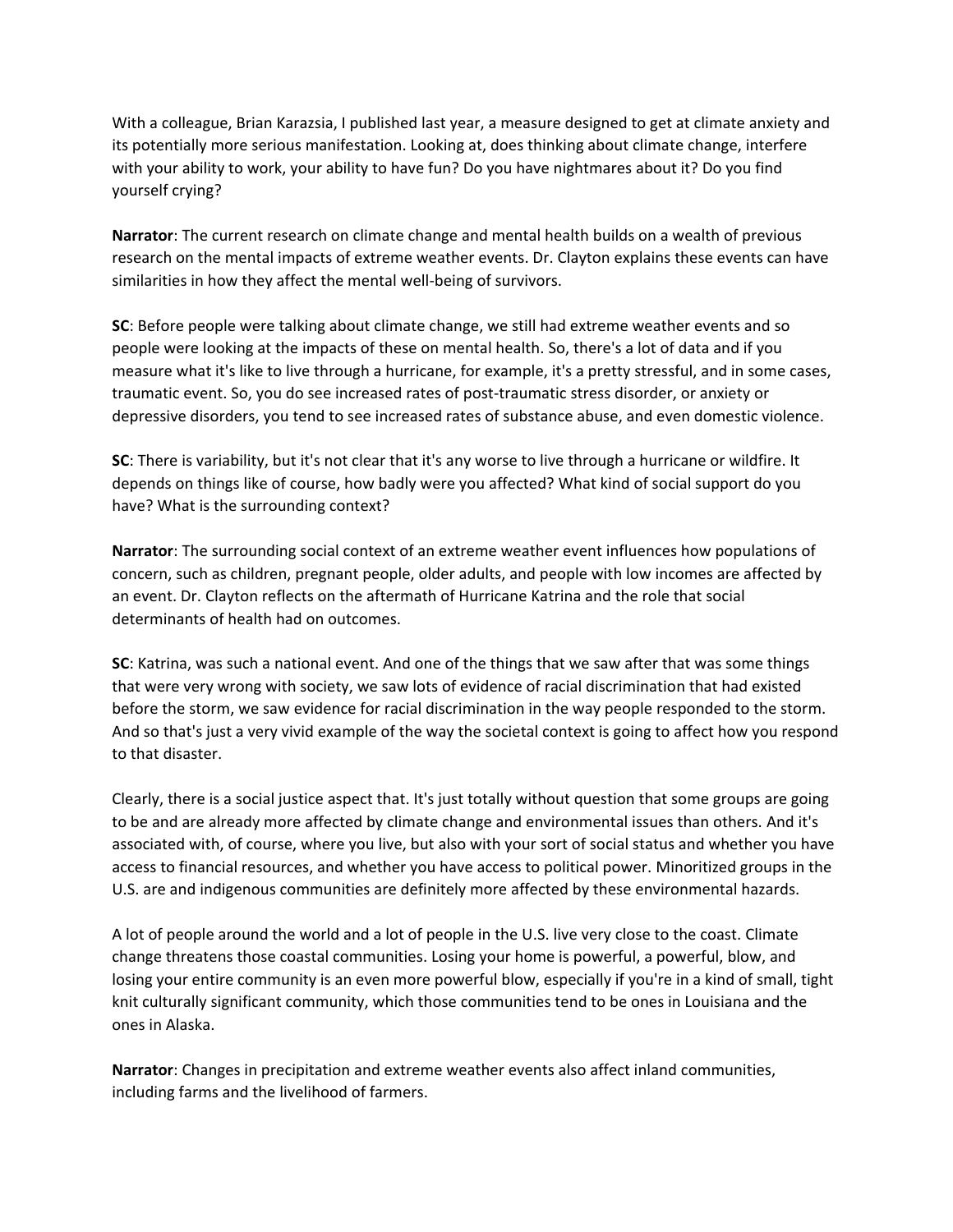With a colleague, Brian Karazsia, I published last year, a measure designed to get at climate anxiety and its potentially more serious manifestation. Looking at, does thinking about climate change, interfere with your ability to work, your ability to have fun? Do you have nightmares about it? Do you find yourself crying?

**Narrator**: The current research on climate change and mental health builds on a wealth of previous research on the mental impacts of extreme weather events. Dr. Clayton explains these events can have similarities in how they affect the mental well-being of survivors.

**SC**: Before people were talking about climate change, we still had extreme weather events and so people were looking at the impacts of these on mental health. So, there's a lot of data and if you measure what it's like to live through a hurricane, for example, it's a pretty stressful, and in some cases, traumatic event. So, you do see increased rates of post-traumatic stress disorder, or anxiety or depressive disorders, you tend to see increased rates of substance abuse, and even domestic violence.

**SC**: There is variability, but it's not clear that it's any worse to live through a hurricane or wildfire. It depends on things like of course, how badly were you affected? What kind of social support do you have? What is the surrounding context?

**Narrator**: The surrounding social context of an extreme weather event influences how populations of concern, such as children, pregnant people, older adults, and people with low incomes are affected by an event. Dr. Clayton reflects on the aftermath of Hurricane Katrina and the role that social determinants of health had on outcomes.

**SC**: Katrina, was such a national event. And one of the things that we saw after that was some things that were very wrong with society, we saw lots of evidence of racial discrimination that had existed before the storm, we saw evidence for racial discrimination in the way people responded to the storm. And so that's just a very vivid example of the way the societal context is going to affect how you respond to that disaster.

Clearly, there is a social justice aspect that. It's just totally without question that some groups are going to be and are already more affected by climate change and environmental issues than others. And it's associated with, of course, where you live, but also with your sort of social status and whether you have access to financial resources, and whether you have access to political power. Minoritized groups in the U.S. are and indigenous communities are definitely more affected by these environmental hazards.

A lot of people around the world and a lot of people in the U.S. live very close to the coast. Climate change threatens those coastal communities. Losing your home is powerful, a powerful, blow, and losing your entire community is an even more powerful blow, especially if you're in a kind of small, tight knit culturally significant community, which those communities tend to be ones in Louisiana and the ones in Alaska.

**Narrator**: Changes in precipitation and extreme weather events also affect inland communities, including farms and the livelihood of farmers.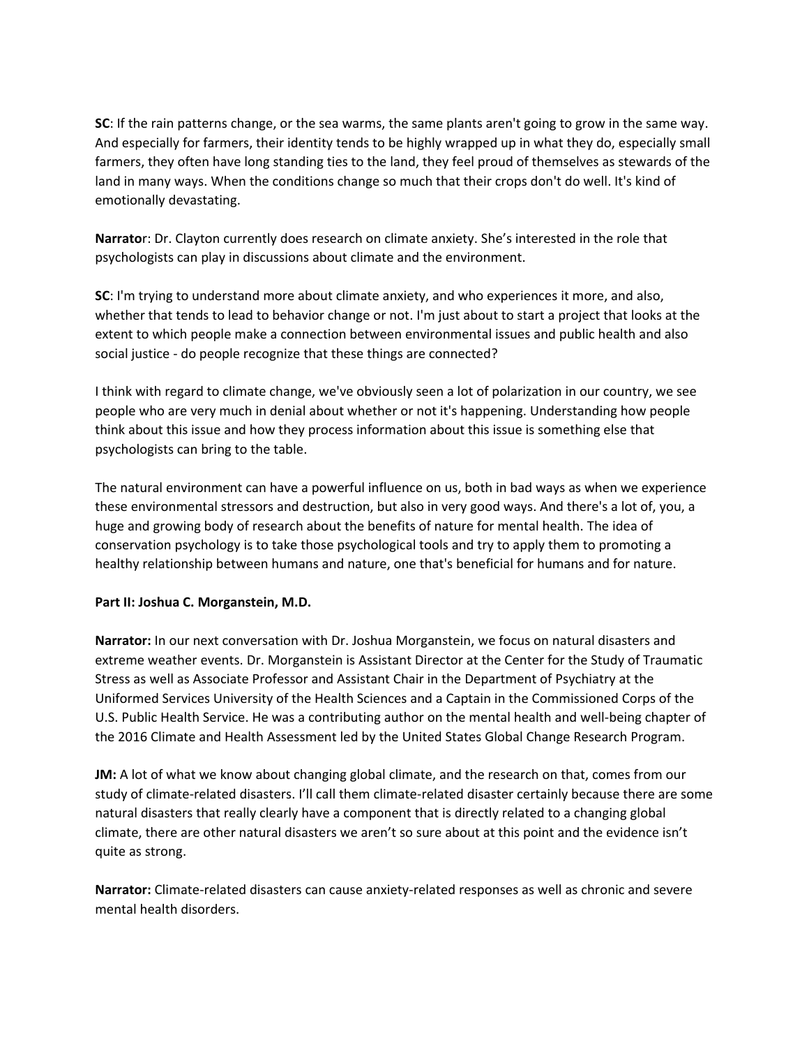**SC**: If the rain patterns change, or the sea warms, the same plants aren't going to grow in the same way. And especially for farmers, their identity tends to be highly wrapped up in what they do, especially small farmers, they often have long standing ties to the land, they feel proud of themselves as stewards of the land in many ways. When the conditions change so much that their crops don't do well. It's kind of emotionally devastating.

**Narrato**r: Dr. Clayton currently does research on climate anxiety. She's interested in the role that psychologists can play in discussions about climate and the environment.

**SC**: I'm trying to understand more about climate anxiety, and who experiences it more, and also, whether that tends to lead to behavior change or not. I'm just about to start a project that looks at the extent to which people make a connection between environmental issues and public health and also social justice - do people recognize that these things are connected?

I think with regard to climate change, we've obviously seen a lot of polarization in our country, we see people who are very much in denial about whether or not it's happening. Understanding how people think about this issue and how they process information about this issue is something else that psychologists can bring to the table.

The natural environment can have a powerful influence on us, both in bad ways as when we experience these environmental stressors and destruction, but also in very good ways. And there's a lot of, you, a huge and growing body of research about the benefits of nature for mental health. The idea of conservation psychology is to take those psychological tools and try to apply them to promoting a healthy relationship between humans and nature, one that's beneficial for humans and for nature.

**Part II: Joshua C. Morganstein, M.D.**

**Narrator:** In our next conversation with Dr. Joshua Morganstein, we focus on natural disasters and extreme weather events. Dr. Morganstein is Assistant Director at the Center for the Study of Traumatic Stress as well as Associate Professor and Assistant Chair in the Department of Psychiatry at the Uniformed Services University of the Health Sciences and a Captain in the Commissioned Corps of the U.S. Public Health Service. He was a contributing author on the mental health and well-being chapter of the 2016 Climate and Health Assessment led by the United States Global Change Research Program.

**JM:** A lot of what we know about changing global climate, and the research on that, comes from our study of climate-related disasters. I'll call them climate-related disaster certainly because there are some natural disasters that really clearly have a component that is directly related to a changing global climate, there are other natural disasters we aren't so sure about at this point and the evidence isn't quite as strong.

**Narrator:** Climate-related disasters can cause anxiety-related responses as well as chronic and severe mental health disorders.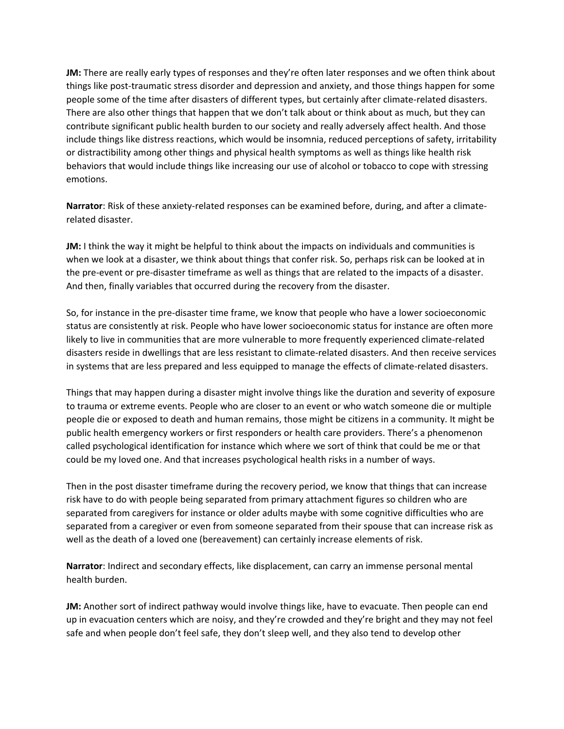**JM:** There are really early types of responses and they're often later responses and we often think about things like post-traumatic stress disorder and depression and anxiety, and those things happen for some people some of the time after disasters of different types, but certainly after climate-related disasters. There are also other things that happen that we don't talk about or think about as much, but they can contribute significant public health burden to our society and really adversely affect health. And those include things like distress reactions, which would be insomnia, reduced perceptions of safety, irritability or distractibility among other things and physical health symptoms as well as things like health risk behaviors that would include things like increasing our use of alcohol or tobacco to cope with stressing emotions.

**Narrator**: Risk of these anxiety-related responses can be examined before, during, and after a climate-related disaster.

**JM:** I think the way it might be helpful to think about the impacts on individuals and communities is when we look at a disaster, we think about things that confer risk. So, perhaps risk can be looked at in the pre-event or pre-disaster timeframe as well as things that are related to the impacts of a disaster. And then, finally variables that occurred during the recovery from the disaster.

So, for instance in the pre-disaster time frame, we know that people who have a lower socioeconomic status are consistently at risk. People who have lower socioeconomic status for instance are often more likely to live in communities that are more vulnerable to more frequently experienced climate-related disasters reside in dwellings that are less resistant to climate-related disasters. And then receive services in systems that are less prepared and less equipped to manage the effects of climate-related disasters.

Things that may happen during a disaster might involve things like the duration and severity of exposure to trauma or extreme events. People who are closer to an event or who watch someone die or multiple people die or exposed to death and human remains, those might be citizens in a community. It might be public health emergency workers or first responders or health care providers. There's a phenomenon called psychological identification for instance which where we sort of think that could be me or that could be my loved one. And that increases psychological health risks in a number of ways.

Then in the post disaster timeframe during the recovery period, we know that things that can increase risk have to do with people being separated from primary attachment figures so children who are separated from caregivers for instance or older adults maybe with some cognitive difficulties who are separated from a caregiver or even from someone separated from their spouse that can increase risk as well as the death of a loved one (bereavement) can certainly increase elements of risk.

**Narrator**: Indirect and secondary effects, like displacement, can carry an immense personal mental health burden.

**JM:** Another sort of indirect pathway would involve things like, have to evacuate. Then people can end up in evacuation centers which are noisy, and they're crowded and they're bright and they may not feel safe and when people don't feel safe, they don't sleep well, and they also tend to develop other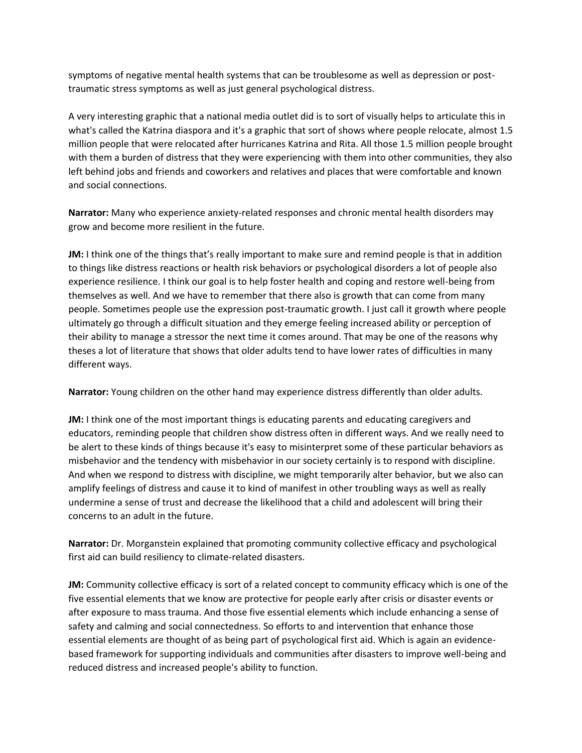symptoms of negative mental health systems that can be troublesome as well as depression or post-traumatic stress symptoms as well as just general psychological distress.

A very interesting graphic that a national media outlet did is to sort of visually helps to articulate this in what's called the Katrina diaspora and it's a graphic that sort of shows where people relocate, almost 1.5 million people that were relocated after hurricanes Katrina and Rita. All those 1.5 million people brought with them a burden of distress that they were experiencing with them into other communities, they also left behind jobs and friends and coworkers and relatives and places that were comfortable and known and social connections.

**Narrator:** Many who experience anxiety-related responses and chronic mental health disorders may grow and become more resilient in the future.

**JM:** I think one of the things that's really important to make sure and remind people is that in addition to things like distress reactions or health risk behaviors or psychological disorders a lot of people also experience resilience. I think our goal is to help foster health and coping and restore well-being from themselves as well. And we have to remember that there also is growth that can come from many people. Sometimes people use the expression post-traumatic growth. I just call it growth where people ultimately go through a difficult situation and they emerge feeling increased ability or perception of their ability to manage a stressor the next time it comes around. That may be one of the reasons why theses a lot of literature that shows that older adults tend to have lower rates of difficulties in many different ways.

**Narrator:** Young children on the other hand may experience distress differently than older adults.

**JM:** I think one of the most important things is educating parents and educating caregivers and educators, reminding people that children show distress often in different ways. And we really need to be alert to these kinds of things because it's easy to misinterpret some of these particular behaviors as misbehavior and the tendency with misbehavior in our society certainly is to respond with discipline. And when we respond to distress with discipline, we might temporarily alter behavior, but we also can amplify feelings of distress and cause it to kind of manifest in other troubling ways as well as really undermine a sense of trust and decrease the likelihood that a child and adolescent will bring their concerns to an adult in the future.

**Narrator:** Dr. Morganstein explained that promoting community collective efficacy and psychological first aid can build resiliency to climate-related disasters.

**JM:** Community collective efficacy is sort of a related concept to community efficacy which is one of the five essential elements that we know are protective for people early after crisis or disaster events or after exposure to mass trauma. And those five essential elements which include enhancing a sense of safety and calming and social connectedness. So efforts to and intervention that enhance those essential elements are thought of as being part of psychological first aid. Which is again an evidence-based framework for supporting individuals and communities after disasters to improve well-being and reduced distress and increased people's ability to function.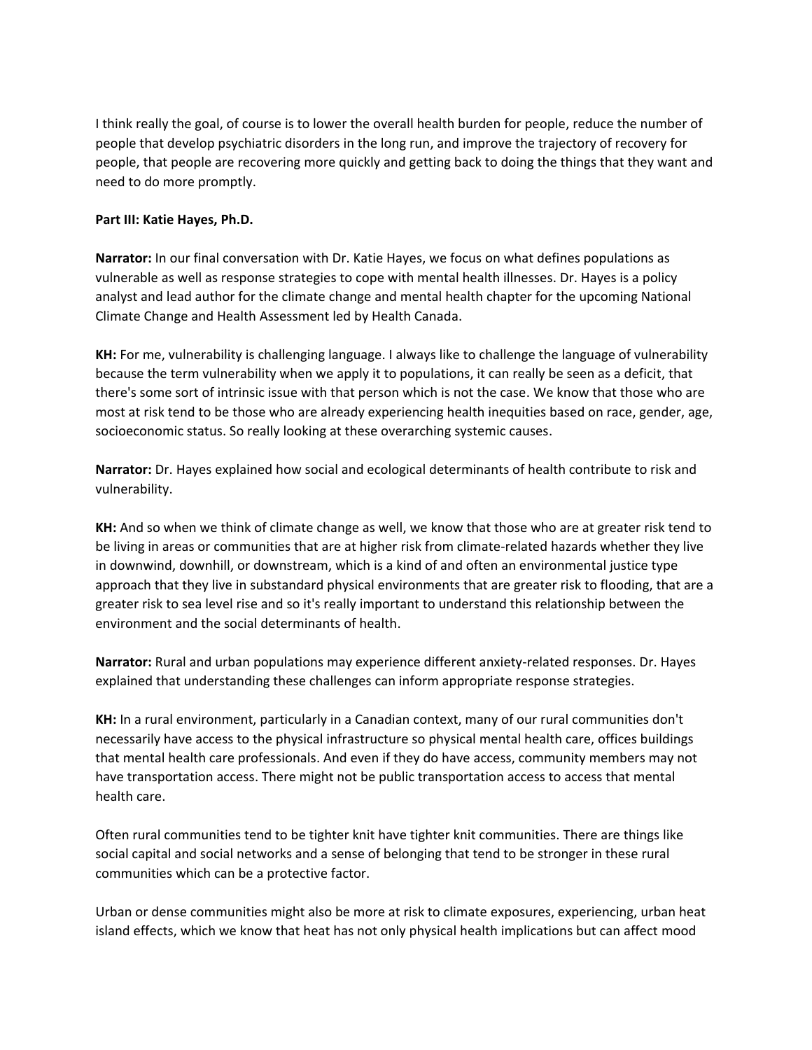I think really the goal, of course is to lower the overall health burden for people, reduce the number of people that develop psychiatric disorders in the long run, and improve the trajectory of recovery for people, that people are recovering more quickly and getting back to doing the things that they want and need to do more promptly.

**Part III: Katie Hayes, Ph.D.**

**Narrator:** In our final conversation with Dr. Katie Hayes, we focus on what defines populations as vulnerable as well as response strategies to cope with mental health illnesses. Dr. Hayes is a policy analyst and lead author for the climate change and mental health chapter for the upcoming National Climate Change and Health Assessment led by Health Canada.

**KH:** For me, vulnerability is challenging language. I always like to challenge the language of vulnerability because the term vulnerability when we apply it to populations, it can really be seen as a deficit, that there's some sort of intrinsic issue with that person which is not the case. We know that those who are most at risk tend to be those who are already experiencing health inequities based on race, gender, age, socioeconomic status. So really looking at these overarching systemic causes.

**Narrator:** Dr. Hayes explained how social and ecological determinants of health contribute to risk and vulnerability.

**KH:** And so when we think of climate change as well, we know that those who are at greater risk tend to be living in areas or communities that are at higher risk from climate-related hazards whether they live in downwind, downhill, or downstream, which is a kind of and often an environmental justice type approach that they live in substandard physical environments that are greater risk to flooding, that are a greater risk to sea level rise and so it's really important to understand this relationship between the environment and the social determinants of health.

**Narrator:** Rural and urban populations may experience different anxiety-related responses. Dr. Hayes explained that understanding these challenges can inform appropriate response strategies.

**KH:** In a rural environment, particularly in a Canadian context, many of our rural communities don't necessarily have access to the physical infrastructure so physical mental health care, offices buildings that mental health care professionals. And even if they do have access, community members may not have transportation access. There might not be public transportation access to access that mental health care.

Often rural communities tend to be tighter knit have tighter knit communities. There are things like social capital and social networks and a sense of belonging that tend to be stronger in these rural communities which can be a protective factor.

Urban or dense communities might also be more at risk to climate exposures, experiencing, urban heat island effects, which we know that heat has not only physical health implications but can affect mood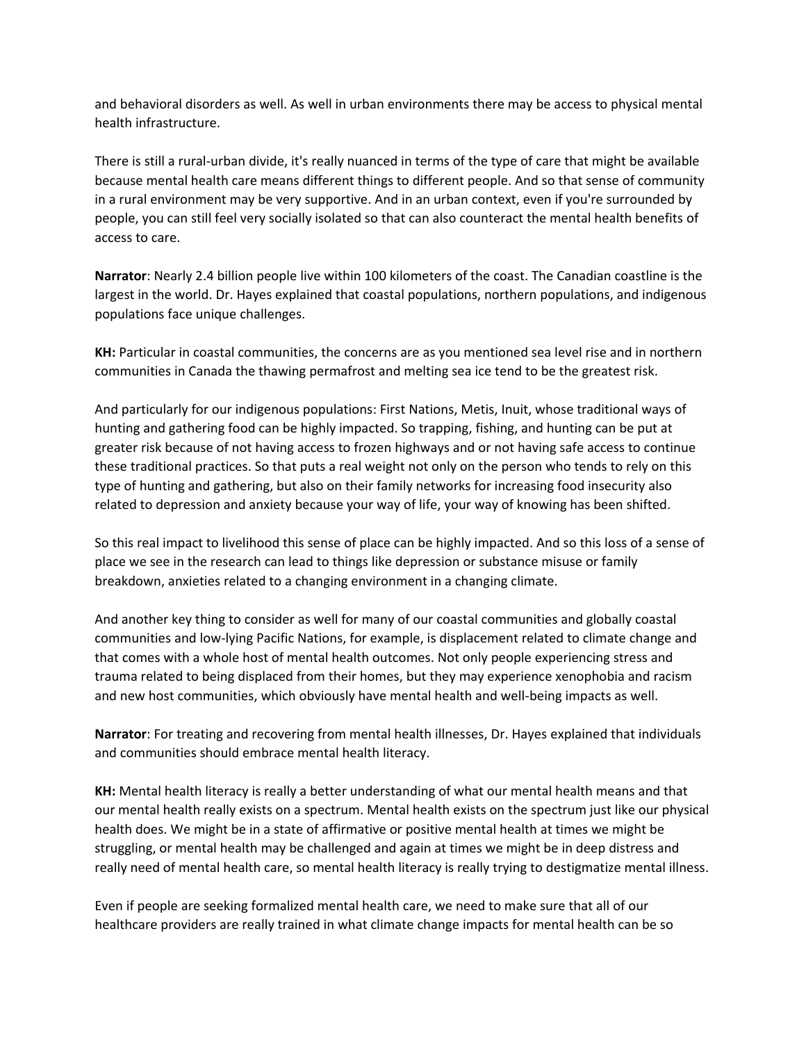and behavioral disorders as well. As well in urban environments there may be access to physical mental health infrastructure.

There is still a rural-urban divide, it's really nuanced in terms of the type of care that might be available because mental health care means different things to different people. And so that sense of community in a rural environment may be very supportive. And in an urban context, even if you're surrounded by people, you can still feel very socially isolated so that can also counteract the mental health benefits of access to care.

**Narrator**: Nearly 2.4 billion people live within 100 kilometers of the coast. The Canadian coastline is the largest in the world. Dr. Hayes explained that coastal populations, northern populations, and indigenous populations face unique challenges.

**KH:** Particular in coastal communities, the concerns are as you mentioned sea level rise and in northern communities in Canada the thawing permafrost and melting sea ice tend to be the greatest risk.

And particularly for our indigenous populations: First Nations, Metis, Inuit, whose traditional ways of hunting and gathering food can be highly impacted. So trapping, fishing, and hunting can be put at greater risk because of not having access to frozen highways and or not having safe access to continue these traditional practices. So that puts a real weight not only on the person who tends to rely on this type of hunting and gathering, but also on their family networks for increasing food insecurity also related to depression and anxiety because your way of life, your way of knowing has been shifted.

So this real impact to livelihood this sense of place can be highly impacted. And so this loss of a sense of place we see in the research can lead to things like depression or substance misuse or family breakdown, anxieties related to a changing environment in a changing climate.

And another key thing to consider as well for many of our coastal communities and globally coastal communities and low-lying Pacific Nations, for example, is displacement related to climate change and that comes with a whole host of mental health outcomes. Not only people experiencing stress and trauma related to being displaced from their homes, but they may experience xenophobia and racism and new host communities, which obviously have mental health and well-being impacts as well.

**Narrator**: For treating and recovering from mental health illnesses, Dr. Hayes explained that individuals and communities should embrace mental health literacy.

**KH:** Mental health literacy is really a better understanding of what our mental health means and that our mental health really exists on a spectrum. Mental health exists on the spectrum just like our physical health does. We might be in a state of affirmative or positive mental health at times we might be struggling, or mental health may be challenged and again at times we might be in deep distress and really need of mental health care, so mental health literacy is really trying to destigmatize mental illness.

Even if people are seeking formalized mental health care, we need to make sure that all of our healthcare providers are really trained in what climate change impacts for mental health can be so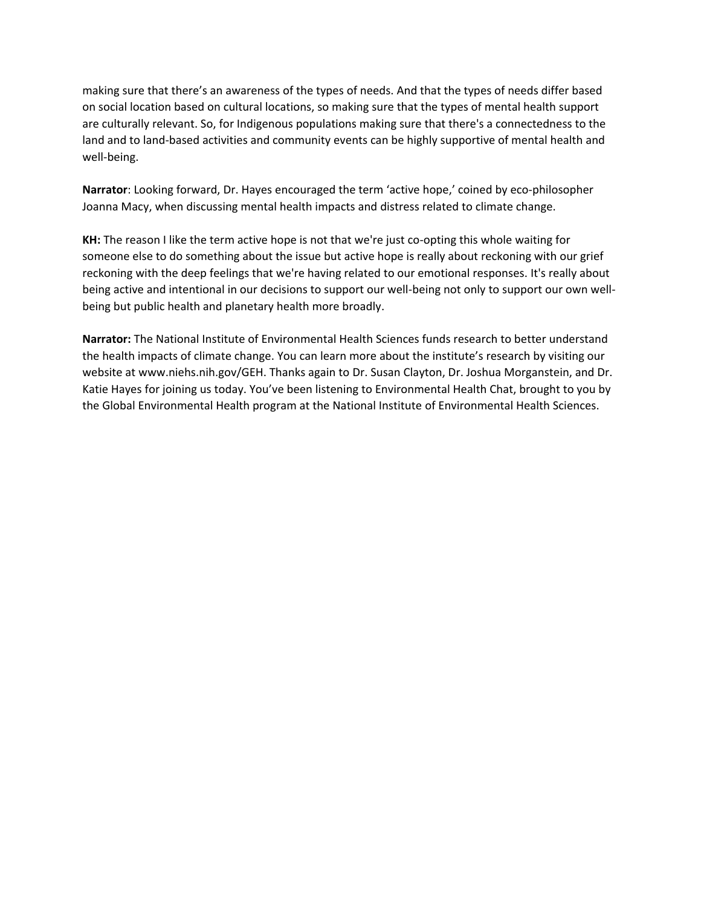making sure that there's an awareness of the types of needs. And that the types of needs differ based on social location based on cultural locations, so making sure that the types of mental health support are culturally relevant. So, for Indigenous populations making sure that there's a connectedness to the land and to land-based activities and community events can be highly supportive of mental health and well-being.

**Narrator**: Looking forward, Dr. Hayes encouraged the term 'active hope,' coined by eco-philosopher Joanna Macy, when discussing mental health impacts and distress related to climate change.

**KH:** The reason I like the term active hope is not that we're just co-opting this whole waiting for someone else to do something about the issue but active hope is really about reckoning with our grief reckoning with the deep feelings that we're having related to our emotional responses. It's really about being active and intentional in our decisions to support our well-being not only to support our own well-being but public health and planetary health more broadly.

**Narrator:** The National Institute of Environmental Health Sciences funds research to better understand the health impacts of climate change. You can learn more about the institute's research by visiting our website at www.niehs.nih.gov/GEH. Thanks again to Dr. Susan Clayton, Dr. Joshua Morganstein, and Dr. Katie Hayes for joining us today. You've been listening to Environmental Health Chat, brought to you by the Global Environmental Health program at the National Institute of Environmental Health Sciences.